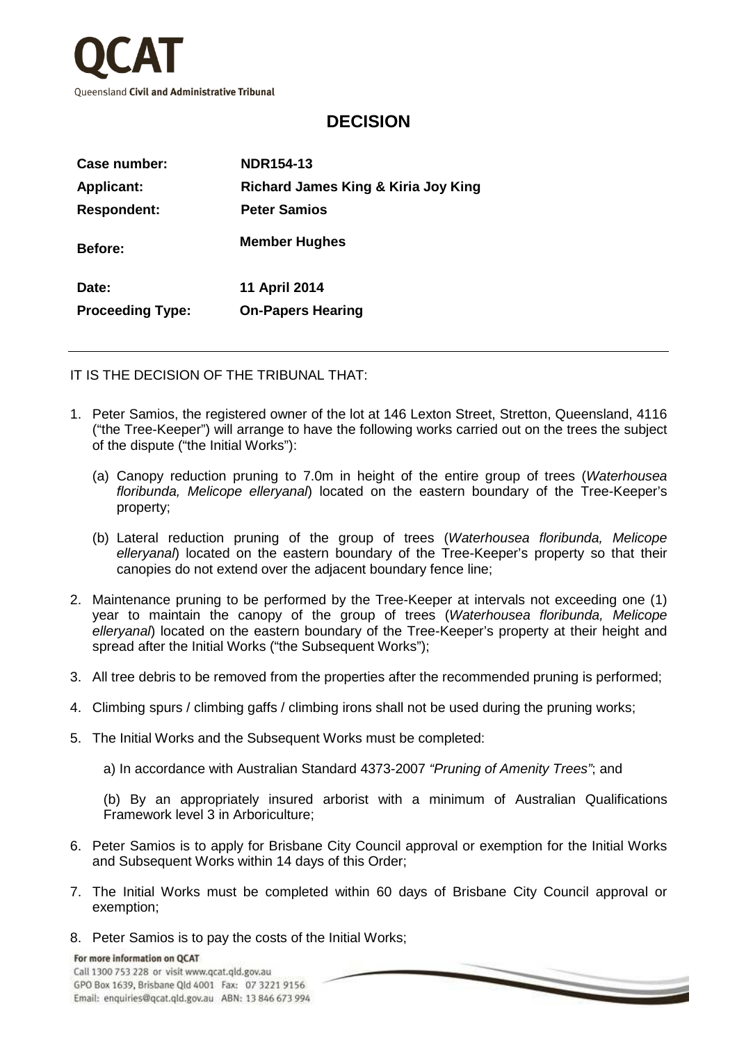# QCAT

Queensland **Civil and Administrative Tribunal**

## DECISION

| | |
|---|---|
| **Case number:** | **NDR154-13** |
| **Applicant:** | **Richard James King & Kiria Joy King** |
| **Respondent:** | **Peter Samios** |
| **Before:** | **Member Hughes** |
| **Date:** | **11 April 2014** |
| **Proceeding Type:** | **On-Papers Hearing** |

---

IT IS THE DECISION OF THE TRIBUNAL THAT:

1. Peter Samios, the registered owner of the lot at 146 Lexton Street, Stretton, Queensland, 4116 ("the Tree-Keeper") will arrange to have the following works carried out on the trees the subject of the dispute ("the Initial Works"):

   (a) Canopy reduction pruning to 7.0m in height of the entire group of trees (*Waterhousea floribunda, Melicope elleryanal*) located on the eastern boundary of the Tree-Keeper's property;

   (b) Lateral reduction pruning of the group of trees (*Waterhousea floribunda, Melicope elleryanal*) located on the eastern boundary of the Tree-Keeper's property so that their canopies do not extend over the adjacent boundary fence line;

2. Maintenance pruning to be performed by the Tree-Keeper at intervals not exceeding one (1) year to maintain the canopy of the group of trees (*Waterhousea floribunda, Melicope elleryanal*) located on the eastern boundary of the Tree-Keeper's property at their height and spread after the Initial Works ("the Subsequent Works");

3. All tree debris to be removed from the properties after the recommended pruning is performed;

4. Climbing spurs / climbing gaffs / climbing irons shall not be used during the pruning works;

5. The Initial Works and the Subsequent Works must be completed:

   a) In accordance with Australian Standard 4373-2007 *"Pruning of Amenity Trees"*; and

   (b) By an appropriately insured arborist with a minimum of Australian Qualifications Framework level 3 in Arboriculture;

6. Peter Samios is to apply for Brisbane City Council approval or exemption for the Initial Works and Subsequent Works within 14 days of this Order;

7. The Initial Works must be completed within 60 days of Brisbane City Council approval or exemption;

8. Peter Samios is to pay the costs of the Initial Works;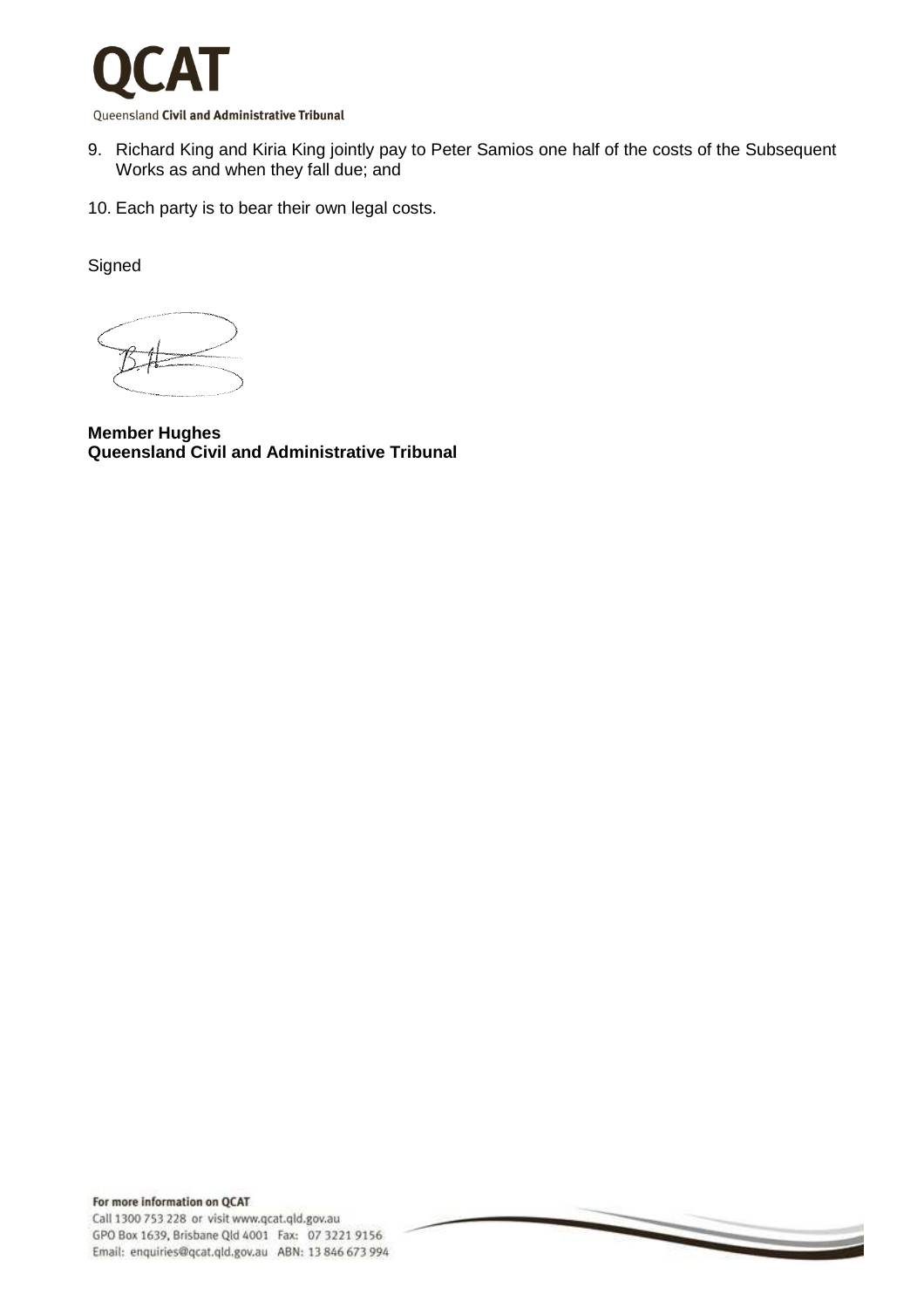9. Richard King and Kiria King jointly pay to Peter Samios one half of the costs of the Subsequent Works as and when they fall due; and

10. Each party is to bear their own legal costs.

Signed

**Member Hughes**
**Queensland Civil and Administrative Tribunal**